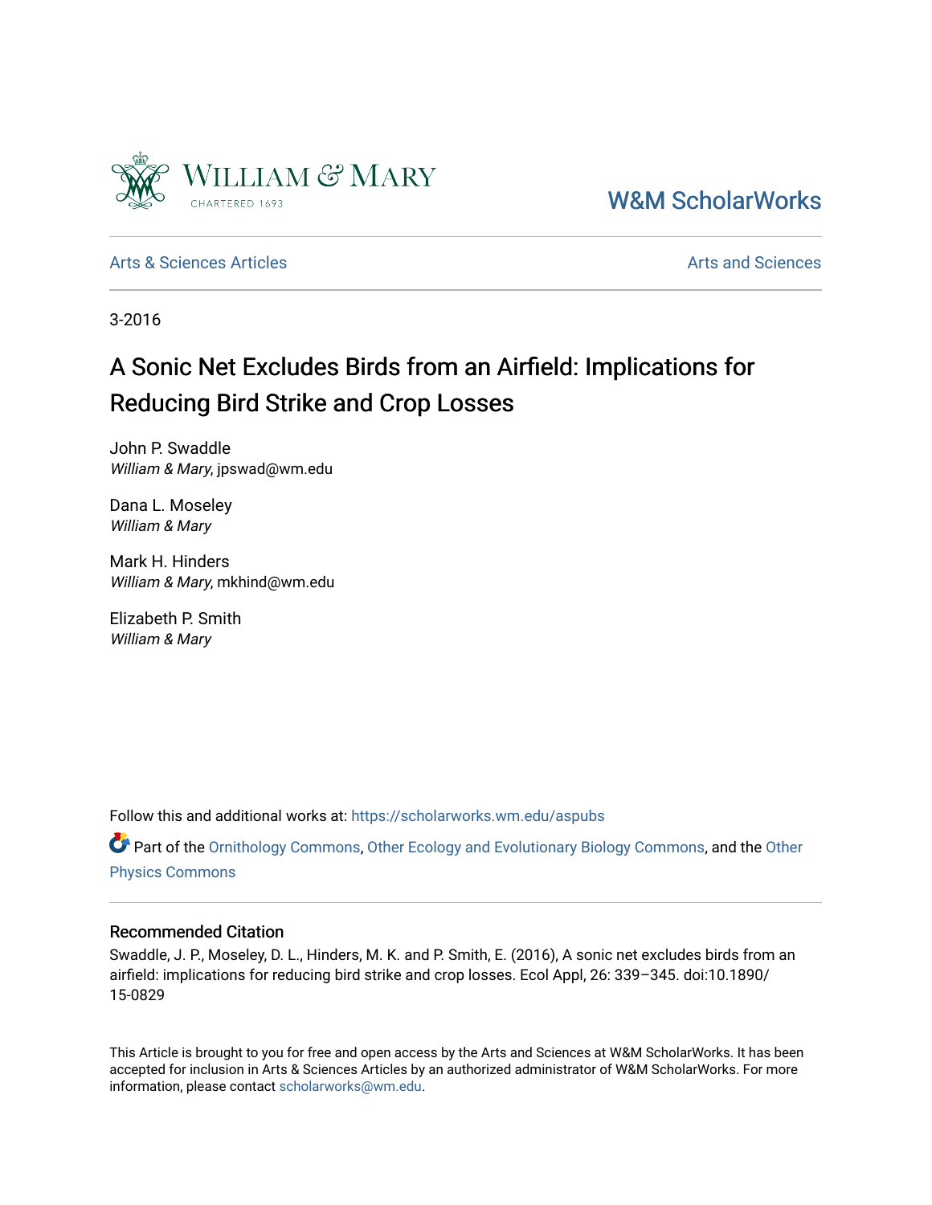William & Mary
CHARTERED 1693

W&M ScholarWorks

Arts & Sciences Articles | Arts and Sciences

3-2016

# A Sonic Net Excludes Birds from an Airfield: Implications for Reducing Bird Strike and Crop Losses

John P. Swaddle
*William & Mary*, jpswad@wm.edu

Dana L. Moseley
*William & Mary*

Mark H. Hinders
*William & Mary*, mkhind@wm.edu

Elizabeth P. Smith
*William & Mary*

Follow this and additional works at: https://scholarworks.wm.edu/aspubs

Part of the Ornithology Commons, Other Ecology and Evolutionary Biology Commons, and the Other Physics Commons

## Recommended Citation

Swaddle, J. P., Moseley, D. L., Hinders, M. K. and P. Smith, E. (2016), A sonic net excludes birds from an airfield: implications for reducing bird strike and crop losses. Ecol Appl, 26: 339–345. doi:10.1890/15-0829

This Article is brought to you for free and open access by the Arts and Sciences at W&M ScholarWorks. It has been accepted for inclusion in Arts & Sciences Articles by an authorized administrator of W&M ScholarWorks. For more information, please contact scholarworks@wm.edu.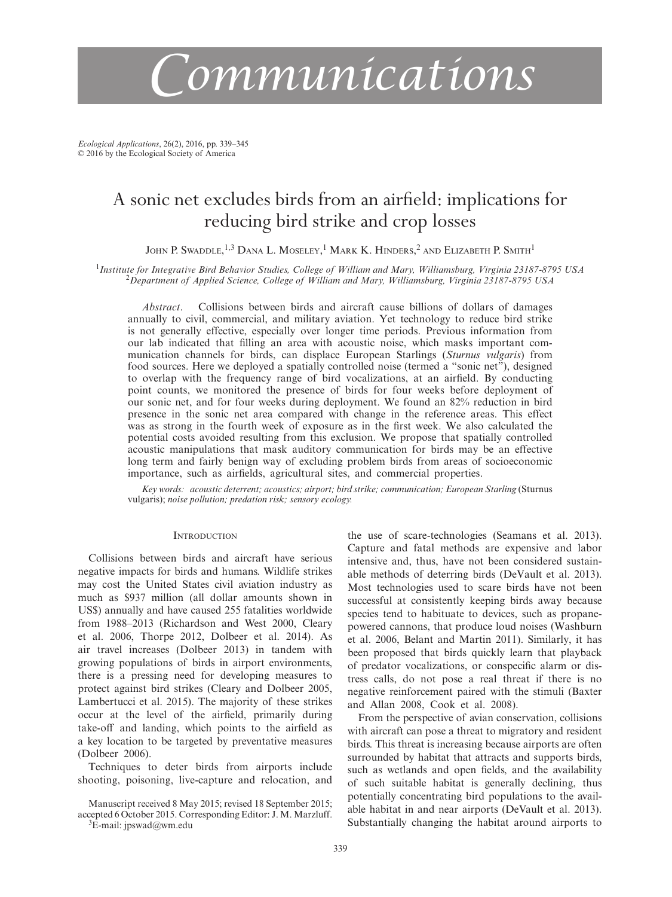# Communications

# A sonic net excludes birds from an airfield: implications for reducing bird strike and crop losses

John P. Swaddle,[1,3] Dana L. Moseley,[1] Mark K. Hinders,[2] and Elizabeth P. Smith[1]

[1]*Institute for Integrative Bird Behavior Studies, College of William and Mary, Williamsburg, Virginia 23187-8795 USA*
[2]*Department of Applied Science, College of William and Mary, Williamsburg, Virginia 23187-8795 USA*

*Abstract*. Collisions between birds and aircraft cause billions of dollars of damages annually to civil, commercial, and military aviation. Yet technology to reduce bird strike is not generally effective, especially over longer time periods. Previous information from our lab indicated that filling an area with acoustic noise, which masks important communication channels for birds, can displace European Starlings (*Sturnus vulgaris*) from food sources. Here we deployed a spatially controlled noise (termed a "sonic net"), designed to overlap with the frequency range of bird vocalizations, at an airfield. By conducting point counts, we monitored the presence of birds for four weeks before deployment of our sonic net, and for four weeks during deployment. We found an 82% reduction in bird presence in the sonic net area compared with change in the reference areas. This effect was as strong in the fourth week of exposure as in the first week. We also calculated the potential costs avoided resulting from this exclusion. We propose that spatially controlled acoustic manipulations that mask auditory communication for birds may be an effective long term and fairly benign way of excluding problem birds from areas of socioeconomic importance, such as airfields, agricultural sites, and commercial properties.

*Key words: acoustic deterrent; acoustics; airport; bird strike; communication; European Starling* (Sturnus vulgaris); *noise pollution; predation risk; sensory ecology.*

## Introduction

Collisions between birds and aircraft have serious negative impacts for birds and humans. Wildlife strikes may cost the United States civil aviation industry as much as \$937 million (all dollar amounts shown in US\$) annually and have caused 255 fatalities worldwide from 1988–2013 (Richardson and West 2000, Cleary et al. 2006, Thorpe 2012, Dolbeer et al. 2014). As air travel increases (Dolbeer 2013) in tandem with growing populations of birds in airport environments, there is a pressing need for developing measures to protect against bird strikes (Cleary and Dolbeer 2005, Lambertucci et al. 2015). The majority of these strikes occur at the level of the airfield, primarily during take-off and landing, which points to the airfield as a key location to be targeted by preventative measures (Dolbeer 2006).

Techniques to deter birds from airports include shooting, poisoning, live-capture and relocation, and the use of scare-technologies (Seamans et al. 2013). Capture and fatal methods are expensive and labor intensive and, thus, have not been considered sustainable methods of deterring birds (DeVault et al. 2013). Most technologies used to scare birds have not been successful at consistently keeping birds away because species tend to habituate to devices, such as propane-powered cannons, that produce loud noises (Washburn et al. 2006, Belant and Martin 2011). Similarly, it has been proposed that birds quickly learn that playback of predator vocalizations, or conspecific alarm or distress calls, do not pose a real threat if there is no negative reinforcement paired with the stimuli (Baxter and Allan 2008, Cook et al. 2008).

From the perspective of avian conservation, collisions with aircraft can pose a threat to migratory and resident birds. This threat is increasing because airports are often surrounded by habitat that attracts and supports birds, such as wetlands and open fields, and the availability of such suitable habitat is generally declining, thus potentially concentrating bird populations to the available habitat in and near airports (DeVault et al. 2013). Substantially changing the habitat around airports to

Manuscript received 8 May 2015; revised 18 September 2015; accepted 6 October 2015. Corresponding Editor: J. M. Marzluff.
[3]E-mail: jpswad@wm.edu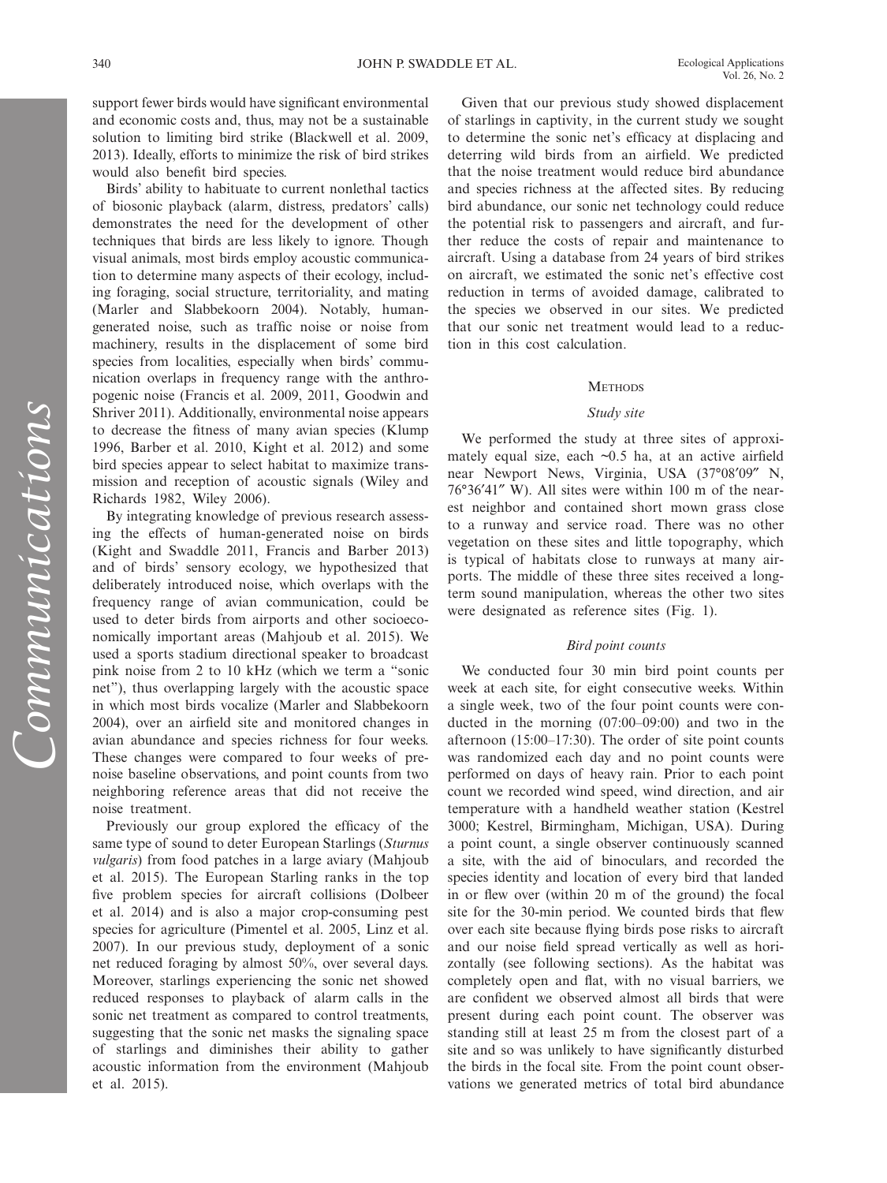support fewer birds would have significant environmental and economic costs and, thus, may not be a sustainable solution to limiting bird strike (Blackwell et al. 2009, 2013). Ideally, efforts to minimize the risk of bird strikes would also benefit bird species.

Birds' ability to habituate to current nonlethal tactics of biosonic playback (alarm, distress, predators' calls) demonstrates the need for the development of other techniques that birds are less likely to ignore. Though visual animals, most birds employ acoustic communication to determine many aspects of their ecology, including foraging, social structure, territoriality, and mating (Marler and Slabbekoorn 2004). Notably, human-generated noise, such as traffic noise or noise from machinery, results in the displacement of some bird species from localities, especially when birds' communication overlaps in frequency range with the anthropogenic noise (Francis et al. 2009, 2011, Goodwin and Shriver 2011). Additionally, environmental noise appears to decrease the fitness of many avian species (Klump 1996, Barber et al. 2010, Kight et al. 2012) and some bird species appear to select habitat to maximize transmission and reception of acoustic signals (Wiley and Richards 1982, Wiley 2006).

By integrating knowledge of previous research assessing the effects of human-generated noise on birds (Kight and Swaddle 2011, Francis and Barber 2013) and of birds' sensory ecology, we hypothesized that deliberately introduced noise, which overlaps with the frequency range of avian communication, could be used to deter birds from airports and other socioeconomically important areas (Mahjoub et al. 2015). We used a sports stadium directional speaker to broadcast pink noise from 2 to 10 kHz (which we term a "sonic net"), thus overlapping largely with the acoustic space in which most birds vocalize (Marler and Slabbekoorn 2004), over an airfield site and monitored changes in avian abundance and species richness for four weeks. These changes were compared to four weeks of pre-noise baseline observations, and point counts from two neighboring reference areas that did not receive the noise treatment.

Previously our group explored the efficacy of the same type of sound to deter European Starlings (*Sturnus vulgaris*) from food patches in a large aviary (Mahjoub et al. 2015). The European Starling ranks in the top five problem species for aircraft collisions (Dolbeer et al. 2014) and is also a major crop-consuming pest species for agriculture (Pimentel et al. 2005, Linz et al. 2007). In our previous study, deployment of a sonic net reduced foraging by almost 50%, over several days. Moreover, starlings experiencing the sonic net showed reduced responses to playback of alarm calls in the sonic net treatment as compared to control treatments, suggesting that the sonic net masks the signaling space of starlings and diminishes their ability to gather acoustic information from the environment (Mahjoub et al. 2015).

Given that our previous study showed displacement of starlings in captivity, in the current study we sought to determine the sonic net's efficacy at displacing and deterring wild birds from an airfield. We predicted that the noise treatment would reduce bird abundance and species richness at the affected sites. By reducing bird abundance, our sonic net technology could reduce the potential risk to passengers and aircraft, and further reduce the costs of repair and maintenance to aircraft. Using a database from 24 years of bird strikes on aircraft, we estimated the sonic net's effective cost reduction in terms of avoided damage, calibrated to the species we observed in our sites. We predicted that our sonic net treatment would lead to a reduction in this cost calculation.

## Methods

### Study site

We performed the study at three sites of approximately equal size, each ~0.5 ha, at an active airfield near Newport News, Virginia, USA (37°08′09″ N, 76°36′41″ W). All sites were within 100 m of the nearest neighbor and contained short mown grass close to a runway and service road. There was no other vegetation on these sites and little topography, which is typical of habitats close to runways at many airports. The middle of these three sites received a long-term sound manipulation, whereas the other two sites were designated as reference sites (Fig. 1).

### Bird point counts

We conducted four 30 min bird point counts per week at each site, for eight consecutive weeks. Within a single week, two of the four point counts were conducted in the morning (07:00–09:00) and two in the afternoon (15:00–17:30). The order of site point counts was randomized each day and no point counts were performed on days of heavy rain. Prior to each point count we recorded wind speed, wind direction, and air temperature with a handheld weather station (Kestrel 3000; Kestrel, Birmingham, Michigan, USA). During a point count, a single observer continuously scanned a site, with the aid of binoculars, and recorded the species identity and location of every bird that landed in or flew over (within 20 m of the ground) the focal site for the 30-min period. We counted birds that flew over each site because flying birds pose risks to aircraft and our noise field spread vertically as well as horizontally (see following sections). As the habitat was completely open and flat, with no visual barriers, we are confident we observed almost all birds that were present during each point count. The observer was standing still at least 25 m from the closest part of a site and so was unlikely to have significantly disturbed the birds in the focal site. From the point count observations we generated metrics of total bird abundance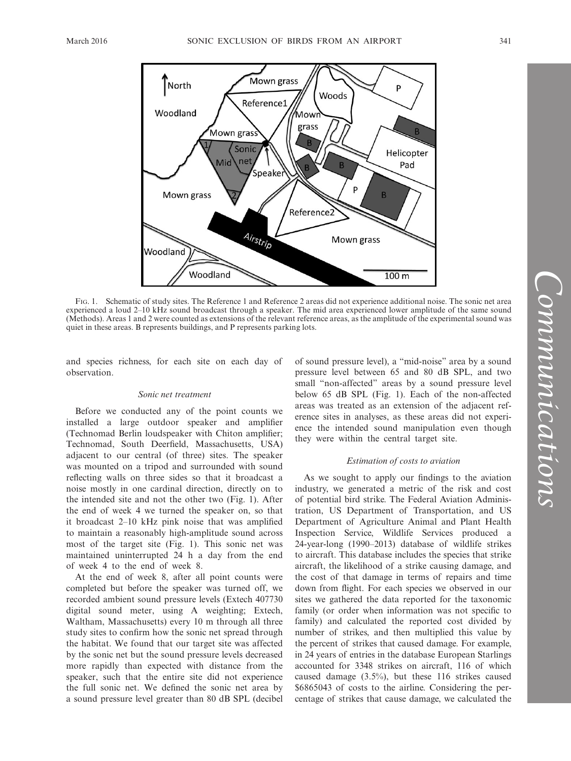FIG. 1. Schematic of study sites. The Reference 1 and Reference 2 areas did not experience additional noise. The sonic net area experienced a loud 2–10 kHz sound broadcast through a speaker. The mid area experienced lower amplitude of the same sound (Methods). Areas 1 and 2 were counted as extensions of the relevant reference areas, as the amplitude of the experimental sound was quiet in these areas. B represents buildings, and P represents parking lots.

and species richness, for each site on each day of observation.

### *Sonic net treatment*

Before we conducted any of the point counts we installed a large outdoor speaker and amplifier (Technomad Berlin loudspeaker with Chiton amplifier; Technomad, South Deerfield, Massachusetts, USA) adjacent to our central (of three) sites. The speaker was mounted on a tripod and surrounded with sound reflecting walls on three sides so that it broadcast a noise mostly in one cardinal direction, directly on to the intended site and not the other two (Fig. 1). After the end of week 4 we turned the speaker on, so that it broadcast 2–10 kHz pink noise that was amplified to maintain a reasonably high-amplitude sound across most of the target site (Fig. 1). This sonic net was maintained uninterrupted 24 h a day from the end of week 4 to the end of week 8.

At the end of week 8, after all point counts were completed but before the speaker was turned off, we recorded ambient sound pressure levels (Extech 407730 digital sound meter, using A weighting; Extech, Waltham, Massachusetts) every 10 m through all three study sites to confirm how the sonic net spread through the habitat. We found that our target site was affected by the sonic net but the sound pressure levels decreased more rapidly than expected with distance from the speaker, such that the entire site did not experience the full sonic net. We defined the sonic net area by a sound pressure level greater than 80 dB SPL (decibel of sound pressure level), a "mid-noise" area by a sound pressure level between 65 and 80 dB SPL, and two small "non-affected" areas by a sound pressure level below 65 dB SPL (Fig. 1). Each of the non-affected areas was treated as an extension of the adjacent reference sites in analyses, as these areas did not experience the intended sound manipulation even though they were within the central target site.

### *Estimation of costs to aviation*

As we sought to apply our findings to the aviation industry, we generated a metric of the risk and cost of potential bird strike. The Federal Aviation Administration, US Department of Transportation, and US Department of Agriculture Animal and Plant Health Inspection Service, Wildlife Services produced a 24-year-long (1990–2013) database of wildlife strikes to aircraft. This database includes the species that strike aircraft, the likelihood of a strike causing damage, and the cost of that damage in terms of repairs and time down from flight. For each species we observed in our sites we gathered the data reported for the taxonomic family (or order when information was not specific to family) and calculated the reported cost divided by number of strikes, and then multiplied this value by the percent of strikes that caused damage. For example, in 24 years of entries in the database European Starlings accounted for 3348 strikes on aircraft, 116 of which caused damage (3.5%), but these 116 strikes caused $6865043 of costs to the airline. Considering the percentage of strikes that cause damage, we calculated the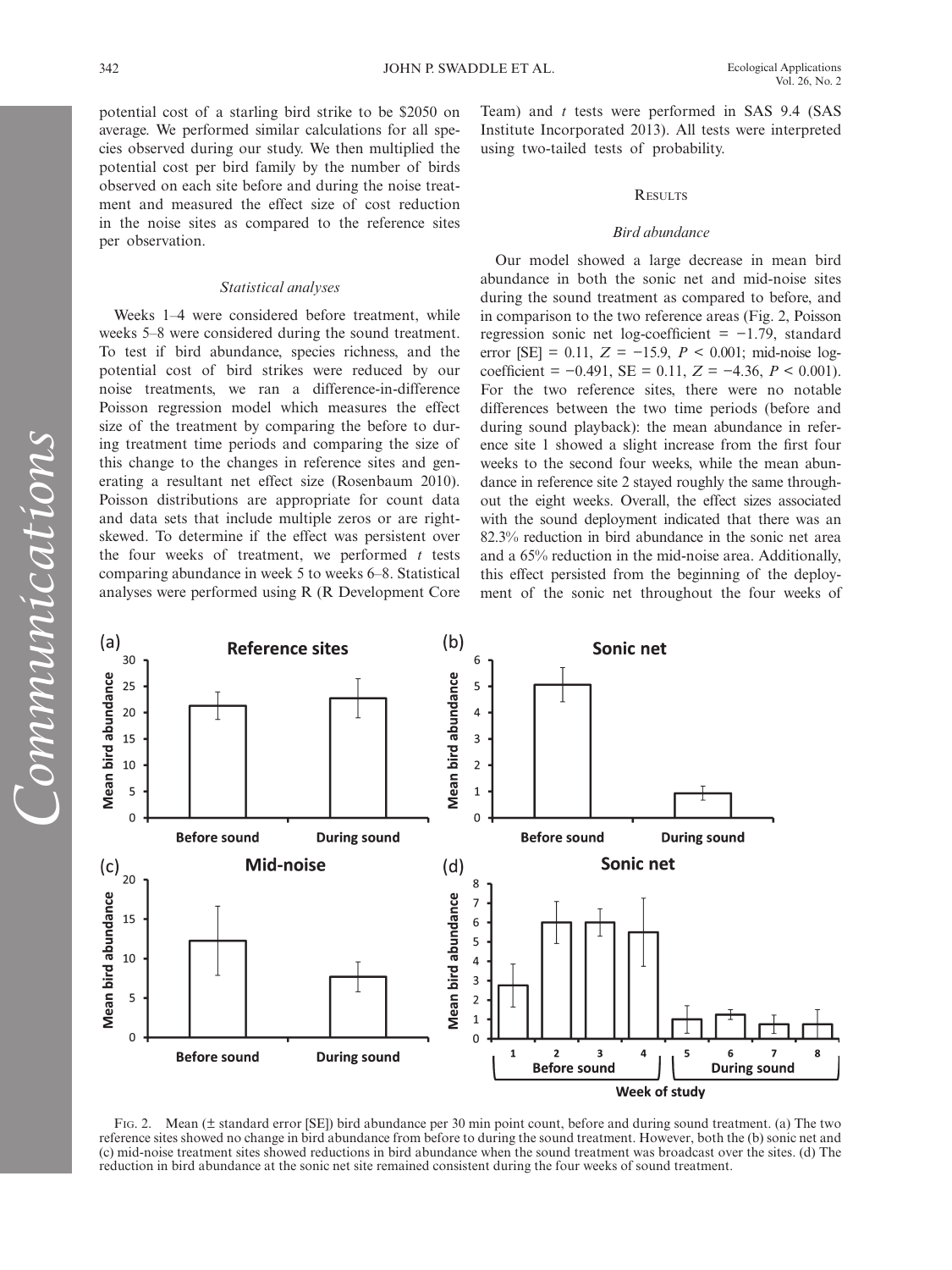potential cost of a starling bird strike to be \$2050 on average. We performed similar calculations for all species observed during our study. We then multiplied the potential cost per bird family by the number of birds observed on each site before and during the noise treatment and measured the effect size of cost reduction in the noise sites as compared to the reference sites per observation.

### *Statistical analyses*

Weeks 1–4 were considered before treatment, while weeks 5–8 were considered during the sound treatment. To test if bird abundance, species richness, and the potential cost of bird strikes were reduced by our noise treatments, we ran a difference-in-difference Poisson regression model which measures the effect size of the treatment by comparing the before to during treatment time periods and comparing the size of this change to the changes in reference sites and generating a resultant net effect size (Rosenbaum 2010). Poisson distributions are appropriate for count data and data sets that include multiple zeros or are right-skewed. To determine if the effect was persistent over the four weeks of treatment, we performed $t$ tests comparing abundance in week 5 to weeks 6–8. Statistical analyses were performed using R (R Development Core Team) and $t$ tests were performed in SAS 9.4 (SAS Institute Incorporated 2013). All tests were interpreted using two-tailed tests of probability.

## Results

### *Bird abundance*

Our model showed a large decrease in mean bird abundance in both the sonic net and mid-noise sites during the sound treatment as compared to before, and in comparison to the two reference areas (Fig. 2, Poisson regression sonic net log-coefficient = −1.79, standard error [SE] = 0.11, $Z = -15.9$, $P < 0.001$; mid-noise log-coefficient = −0.491, SE = 0.11, $Z = -4.36$, $P < 0.001$). For the two reference sites, there were no notable differences between the two time periods (before and during sound playback): the mean abundance in reference site 1 showed a slight increase from the first four weeks to the second four weeks, while the mean abundance in reference site 2 stayed roughly the same throughout the eight weeks. Overall, the effect sizes associated with the sound deployment indicated that there was an 82.3% reduction in bird abundance in the sonic net area and a 65% reduction in the mid-noise area. Additionally, this effect persisted from the beginning of the deployment of the sonic net throughout the four weeks of

Fig. 2. Mean (± standard error [SE]) bird abundance per 30 min point count, before and during sound treatment. (a) The two reference sites showed no change in bird abundance from before to during the sound treatment. However, both the (b) sonic net and (c) mid-noise treatment sites showed reductions in bird abundance when the sound treatment was broadcast over the sites. (d) The reduction in bird abundance at the sonic net site remained consistent during the four weeks of sound treatment.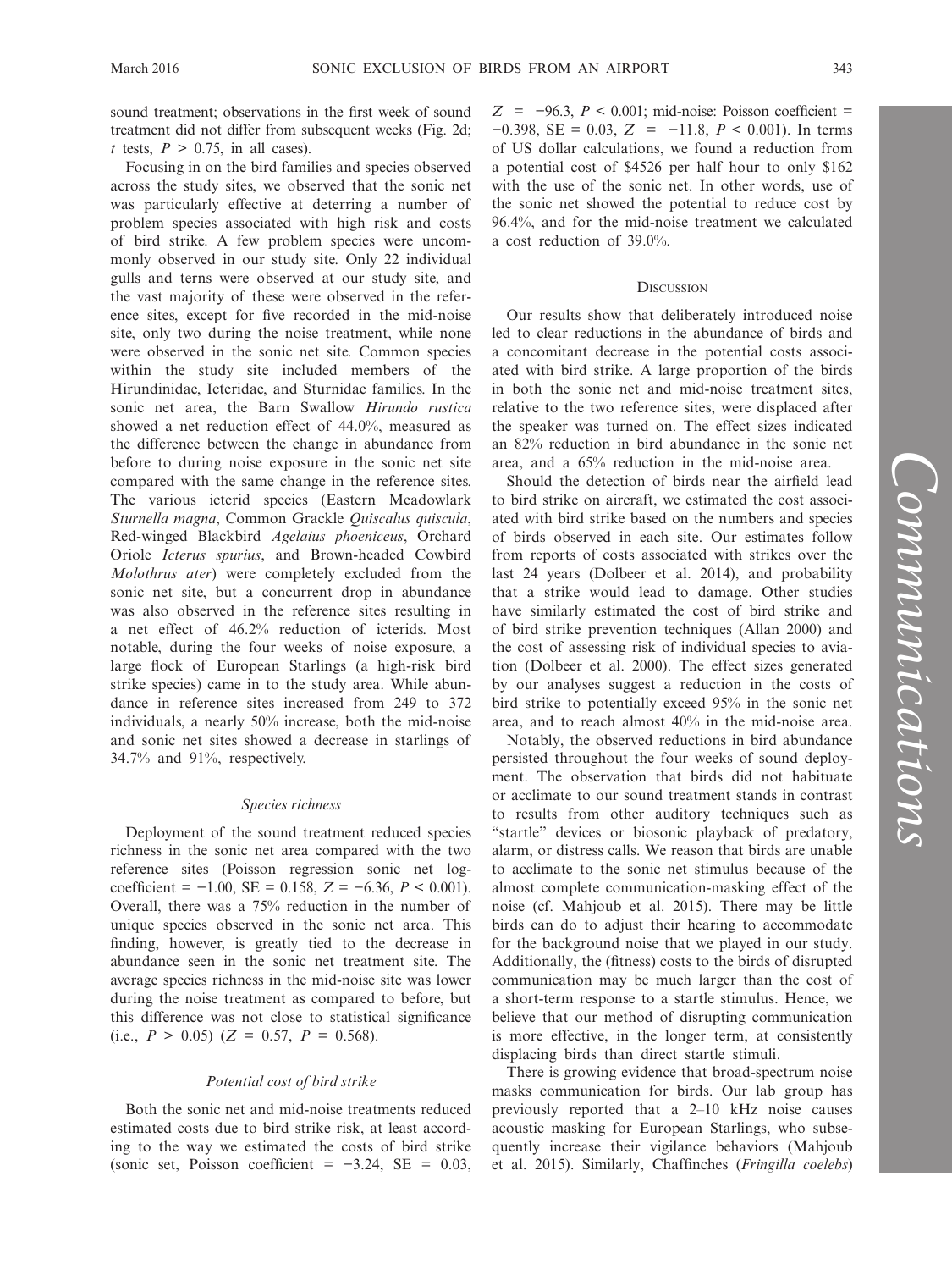sound treatment; observations in the first week of sound treatment did not differ from subsequent weeks (Fig. 2d; $t$ tests, $P > 0.75$, in all cases).

Focusing in on the bird families and species observed across the study sites, we observed that the sonic net was particularly effective at deterring a number of problem species associated with high risk and costs of bird strike. A few problem species were uncommonly observed in our study site. Only 22 individual gulls and terns were observed at our study site, and the vast majority of these were observed in the reference sites, except for five recorded in the mid-noise site, only two during the noise treatment, while none were observed in the sonic net site. Common species within the study site included members of the Hirundinidae, Icteridae, and Sturnidae families. In the sonic net area, the Barn Swallow *Hirundo rustica* showed a net reduction effect of 44.0%, measured as the difference between the change in abundance from before to during noise exposure in the sonic net site compared with the same change in the reference sites. The various icterid species (Eastern Meadowlark *Sturnella magna*, Common Grackle *Quiscalus quiscula*, Red-winged Blackbird *Agelaius phoeniceus*, Orchard Oriole *Icterus spurius*, and Brown-headed Cowbird *Molothrus ater*) were completely excluded from the sonic net site, but a concurrent drop in abundance was also observed in the reference sites resulting in a net effect of 46.2% reduction of icterids. Most notable, during the four weeks of noise exposure, a large flock of European Starlings (a high-risk bird strike species) came in to the study area. While abundance in reference sites increased from 249 to 372 individuals, a nearly 50% increase, both the mid-noise and sonic net sites showed a decrease in starlings of 34.7% and 91%, respectively.

### *Species richness*

Deployment of the sound treatment reduced species richness in the sonic net area compared with the two reference sites (Poisson regression sonic net log-coefficient = −1.00, SE = 0.158, $Z = -6.36$, $P < 0.001$). Overall, there was a 75% reduction in the number of unique species observed in the sonic net area. This finding, however, is greatly tied to the decrease in abundance seen in the sonic net treatment site. The average species richness in the mid-noise site was lower during the noise treatment as compared to before, but this difference was not close to statistical significance (i.e., $P > 0.05$) ($Z = 0.57$, $P = 0.568$).

### *Potential cost of bird strike*

Both the sonic net and mid-noise treatments reduced estimated costs due to bird strike risk, at least according to the way we estimated the costs of bird strike (sonic set, Poisson coefficient = −3.24, SE = 0.03, $Z = -96.3$, $P < 0.001$; mid-noise: Poisson coefficient = −0.398, SE = 0.03, $Z = -11.8$, $P < 0.001$). In terms of US dollar calculations, we found a reduction from a potential cost of $4526 per half hour to only $162 with the use of the sonic net. In other words, use of the sonic net showed the potential to reduce cost by 96.4%, and for the mid-noise treatment we calculated a cost reduction of 39.0%.

## Discussion

Our results show that deliberately introduced noise led to clear reductions in the abundance of birds and a concomitant decrease in the potential costs associated with bird strike. A large proportion of the birds in both the sonic net and mid-noise treatment sites, relative to the two reference sites, were displaced after the speaker was turned on. The effect sizes indicated an 82% reduction in bird abundance in the sonic net area, and a 65% reduction in the mid-noise area.

Should the detection of birds near the airfield lead to bird strike on aircraft, we estimated the cost associated with bird strike based on the numbers and species of birds observed in each site. Our estimates follow from reports of costs associated with strikes over the last 24 years (Dolbeer et al. 2014), and probability that a strike would lead to damage. Other studies have similarly estimated the cost of bird strike and of bird strike prevention techniques (Allan 2000) and the cost of assessing risk of individual species to aviation (Dolbeer et al. 2000). The effect sizes generated by our analyses suggest a reduction in the costs of bird strike to potentially exceed 95% in the sonic net area, and to reach almost 40% in the mid-noise area.

Notably, the observed reductions in bird abundance persisted throughout the four weeks of sound deployment. The observation that birds did not habituate or acclimate to our sound treatment stands in contrast to results from other auditory techniques such as "startle" devices or biosonic playback of predatory, alarm, or distress calls. We reason that birds are unable to acclimate to the sonic net stimulus because of the almost complete communication-masking effect of the noise (cf. Mahjoub et al. 2015). There may be little birds can do to adjust their hearing to accommodate for the background noise that we played in our study. Additionally, the (fitness) costs to the birds of disrupted communication may be much larger than the cost of a short-term response to a startle stimulus. Hence, we believe that our method of disrupting communication is more effective, in the longer term, at consistently displacing birds than direct startle stimuli.

There is growing evidence that broad-spectrum noise masks communication for birds. Our lab group has previously reported that a 2–10 kHz noise causes acoustic masking for European Starlings, who subsequently increase their vigilance behaviors (Mahjoub et al. 2015). Similarly, Chaffinches (*Fringilla coelebs*)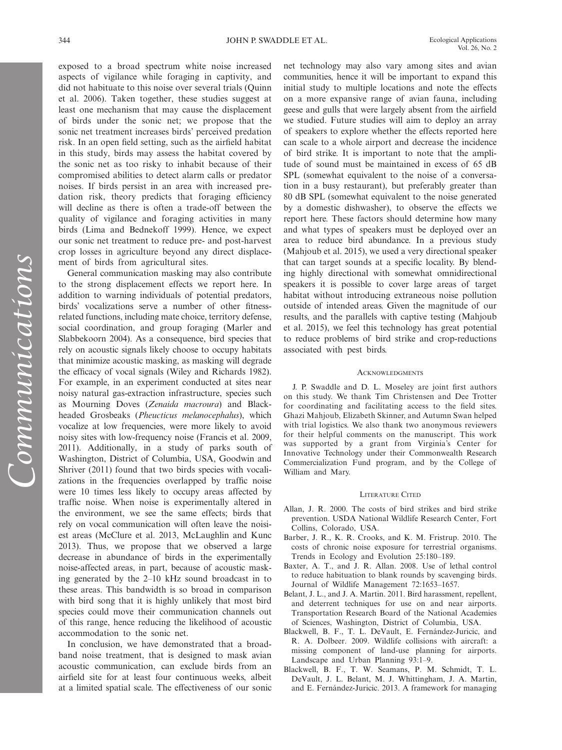exposed to a broad spectrum white noise increased aspects of vigilance while foraging in captivity, and did not habituate to this noise over several trials (Quinn et al. 2006). Taken together, these studies suggest at least one mechanism that may cause the displacement of birds under the sonic net; we propose that the sonic net treatment increases birds' perceived predation risk. In an open field setting, such as the airfield habitat in this study, birds may assess the habitat covered by the sonic net as too risky to inhabit because of their compromised abilities to detect alarm calls or predator noises. If birds persist in an area with increased predation risk, theory predicts that foraging efficiency will decline as there is often a trade-off between the quality of vigilance and foraging activities in many birds (Lima and Bednekoff 1999). Hence, we expect our sonic net treatment to reduce pre- and post-harvest crop losses in agriculture beyond any direct displacement of birds from agricultural sites.

General communication masking may also contribute to the strong displacement effects we report here. In addition to warning individuals of potential predators, birds' vocalizations serve a number of other fitness-related functions, including mate choice, territory defense, social coordination, and group foraging (Marler and Slabbekoorn 2004). As a consequence, bird species that rely on acoustic signals likely choose to occupy habitats that minimize acoustic masking, as masking will degrade the efficacy of vocal signals (Wiley and Richards 1982). For example, in an experiment conducted at sites near noisy natural gas-extraction infrastructure, species such as Mourning Doves (*Zenaida macroura*) and Black-headed Grosbeaks (*Pheucticus melanocephalus*), which vocalize at low frequencies, were more likely to avoid noisy sites with low-frequency noise (Francis et al. 2009, 2011). Additionally, in a study of parks south of Washington, District of Columbia, USA, Goodwin and Shriver (2011) found that two birds species with vocalizations in the frequencies overlapped by traffic noise were 10 times less likely to occupy areas affected by traffic noise. When noise is experimentally altered in the environment, we see the same effects; birds that rely on vocal communication will often leave the noisiest areas (McClure et al. 2013, McLaughlin and Kunc 2013). Thus, we propose that we observed a large decrease in abundance of birds in the experimentally noise-affected areas, in part, because of acoustic masking generated by the 2–10 kHz sound broadcast in to these areas. This bandwidth is so broad in comparison with bird song that it is highly unlikely that most bird species could move their communication channels out of this range, hence reducing the likelihood of acoustic accommodation to the sonic net.

In conclusion, we have demonstrated that a broadband noise treatment, that is designed to mask avian acoustic communication, can exclude birds from an airfield site for at least four continuous weeks, albeit at a limited spatial scale. The effectiveness of our sonic net technology may also vary among sites and avian communities, hence it will be important to expand this initial study to multiple locations and note the effects on a more expansive range of avian fauna, including geese and gulls that were largely absent from the airfield we studied. Future studies will aim to deploy an array of speakers to explore whether the effects reported here can scale to a whole airport and decrease the incidence of bird strike. It is important to note that the amplitude of sound must be maintained in excess of 65 dB SPL (somewhat equivalent to the noise of a conversation in a busy restaurant), but preferably greater than 80 dB SPL (somewhat equivalent to the noise generated by a domestic dishwasher), to observe the effects we report here. These factors should determine how many and what types of speakers must be deployed over an area to reduce bird abundance. In a previous study (Mahjoub et al. 2015), we used a very directional speaker that can target sounds at a specific locality. By blending highly directional with somewhat omnidirectional speakers it is possible to cover large areas of target habitat without introducing extraneous noise pollution outside of intended areas. Given the magnitude of our results, and the parallels with captive testing (Mahjoub et al. 2015), we feel this technology has great potential to reduce problems of bird strike and crop-reductions associated with pest birds.

## Acknowledgments

J. P. Swaddle and D. L. Moseley are joint first authors on this study. We thank Tim Christensen and Dee Trotter for coordinating and facilitating access to the field sites. Ghazi Mahjoub, Elizabeth Skinner, and Autumn Swan helped with trial logistics. We also thank two anonymous reviewers for their helpful comments on the manuscript. This work was supported by a grant from Virginia's Center for Innovative Technology under their Commonwealth Research Commercialization Fund program, and by the College of William and Mary.

## Literature Cited

- Allan, J. R. 2000. The costs of bird strikes and bird strike prevention. USDA National Wildlife Research Center, Fort Collins, Colorado, USA.
- Barber, J. R., K. R. Crooks, and K. M. Fristrup. 2010. The costs of chronic noise exposure for terrestrial organisms. Trends in Ecology and Evolution 25:180–189.
- Baxter, A. T., and J. R. Allan. 2008. Use of lethal control to reduce habituation to blank rounds by scavenging birds. Journal of Wildlife Management 72:1653–1657.
- Belant, J. L., and J. A. Martin. 2011. Bird harassment, repellent, and deterrent techniques for use on and near airports. Transportation Research Board of the National Academies of Sciences, Washington, District of Columbia, USA.
- Blackwell, B. F., T. L. DeVault, E. Fernández-Juricic, and R. A. Dolbeer. 2009. Wildlife collisions with aircraft: a missing component of land-use planning for airports. Landscape and Urban Planning 93:1–9.
- Blackwell, B. F., T. W. Seamans, P. M. Schmidt, T. L. DeVault, J. L. Belant, M. J. Whittingham, J. A. Martin, and E. Fernández-Juricic. 2013. A framework for managing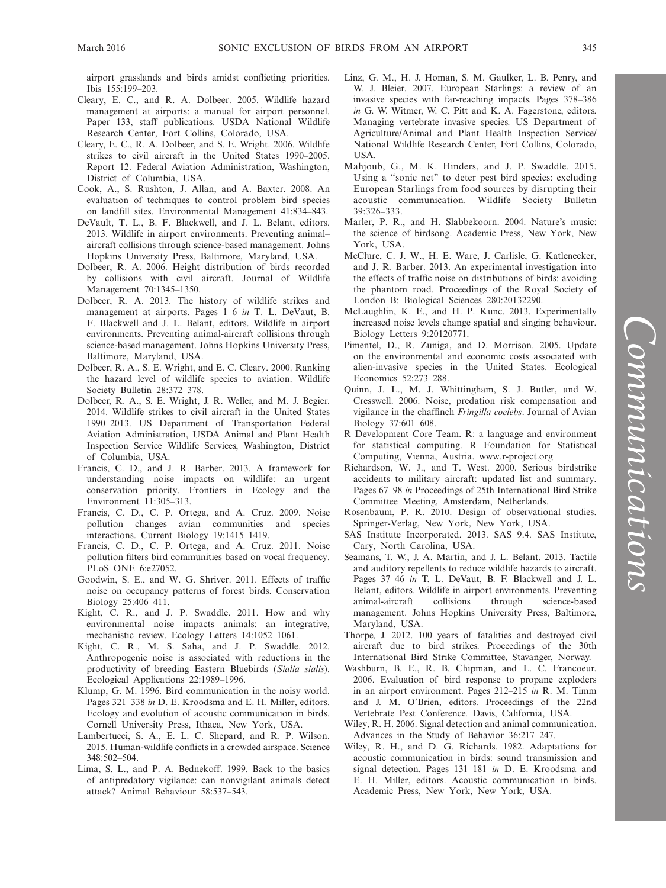airport grasslands and birds amidst conflicting priorities. Ibis 155:199–203.

Cleary, E. C., and R. A. Dolbeer. 2005. Wildlife hazard management at airports: a manual for airport personnel. Paper 133, staff publications. USDA National Wildlife Research Center, Fort Collins, Colorado, USA.

Cleary, E. C., R. A. Dolbeer, and S. E. Wright. 2006. Wildlife strikes to civil aircraft in the United States 1990–2005. Report 12. Federal Aviation Administration, Washington, District of Columbia, USA.

Cook, A., S. Rushton, J. Allan, and A. Baxter. 2008. An evaluation of techniques to control problem bird species on landfill sites. Environmental Management 41:834–843.

DeVault, T. L., B. F. Blackwell, and J. L. Belant, editors. 2013. Wildlife in airport environments. Preventing animal–aircraft collisions through science-based management. Johns Hopkins University Press, Baltimore, Maryland, USA.

Dolbeer, R. A. 2006. Height distribution of birds recorded by collisions with civil aircraft. Journal of Wildlife Management 70:1345–1350.

Dolbeer, R. A. 2013. The history of wildlife strikes and management at airports. Pages 1–6 *in* T. L. DeVaut, B. F. Blackwell and J. L. Belant, editors. Wildlife in airport environments. Preventing animal-aircraft collisions through science-based management. Johns Hopkins University Press, Baltimore, Maryland, USA.

Dolbeer, R. A., S. E. Wright, and E. C. Cleary. 2000. Ranking the hazard level of wildlife species to aviation. Wildlife Society Bulletin 28:372–378.

Dolbeer, R. A., S. E. Wright, J. R. Weller, and M. J. Begier. 2014. Wildlife strikes to civil aircraft in the United States 1990–2013. US Department of Transportation Federal Aviation Administration, USDA Animal and Plant Health Inspection Service Wildlife Services, Washington, District of Columbia, USA.

Francis, C. D., and J. R. Barber. 2013. A framework for understanding noise impacts on wildlife: an urgent conservation priority. Frontiers in Ecology and the Environment 11:305–313.

Francis, C. D., C. P. Ortega, and A. Cruz. 2009. Noise pollution changes avian communities and species interactions. Current Biology 19:1415–1419.

Francis, C. D., C. P. Ortega, and A. Cruz. 2011. Noise pollution filters bird communities based on vocal frequency. PLoS ONE 6:e27052.

Goodwin, S. E., and W. G. Shriver. 2011. Effects of traffic noise on occupancy patterns of forest birds. Conservation Biology 25:406–411.

Kight, C. R., and J. P. Swaddle. 2011. How and why environmental noise impacts animals: an integrative, mechanistic review. Ecology Letters 14:1052–1061.

Kight, C. R., M. S. Saha, and J. P. Swaddle. 2012. Anthropogenic noise is associated with reductions in the productivity of breeding Eastern Bluebirds (*Sialia sialis*). Ecological Applications 22:1989–1996.

Klump, G. M. 1996. Bird communication in the noisy world. Pages 321–338 *in* D. E. Kroodsma and E. H. Miller, editors. Ecology and evolution of acoustic communication in birds. Cornell University Press, Ithaca, New York, USA.

Lambertucci, S. A., E. L. C. Shepard, and R. P. Wilson. 2015. Human-wildlife conflicts in a crowded airspace. Science 348:502–504.

Lima, S. L., and P. A. Bednekoff. 1999. Back to the basics of antipredatory vigilance: can nonvigilant animals detect attack? Animal Behaviour 58:537–543.

Linz, G. M., H. J. Homan, S. M. Gaulker, L. B. Penry, and W. J. Bleier. 2007. European Starlings: a review of an invasive species with far-reaching impacts. Pages 378–386 *in* G. W. Witmer, W. C. Pitt and K. A. Fagerstone, editors. Managing vertebrate invasive species. US Department of Agriculture/Animal and Plant Health Inspection Service/ National Wildlife Research Center, Fort Collins, Colorado, USA.

Mahjoub, G., M. K. Hinders, and J. P. Swaddle. 2015. Using a "sonic net" to deter pest bird species: excluding European Starlings from food sources by disrupting their acoustic communication. Wildlife Society Bulletin 39:326–333.

Marler, P. R., and H. Slabbekoorn. 2004. Nature's music: the science of birdsong. Academic Press, New York, New York, USA.

McClure, C. J. W., H. E. Ware, J. Carlisle, G. Katlenecker, and J. R. Barber. 2013. An experimental investigation into the effects of traffic noise on distributions of birds: avoiding the phantom road. Proceedings of the Royal Society of London B: Biological Sciences 280:20132290.

McLaughlin, K. E., and H. P. Kunc. 2013. Experimentally increased noise levels change spatial and singing behaviour. Biology Letters 9:20120771.

Pimentel, D., R. Zuniga, and D. Morrison. 2005. Update on the environmental and economic costs associated with alien-invasive species in the United States. Ecological Economics 52:273–288.

Quinn, J. L., M. J. Whittingham, S. J. Butler, and W. Cresswell. 2006. Noise, predation risk compensation and vigilance in the chaffinch *Fringilla coelebs*. Journal of Avian Biology 37:601–608.

R Development Core Team. R: a language and environment for statistical computing. R Foundation for Statistical Computing, Vienna, Austria. www.r-project.org

Richardson, W. J., and T. West. 2000. Serious birdstrike accidents to military aircraft: updated list and summary. Pages 67–98 *in* Proceedings of 25th International Bird Strike Committee Meeting, Amsterdam, Netherlands.

Rosenbaum, P. R. 2010. Design of observational studies. Springer-Verlag, New York, New York, USA.

SAS Institute Incorporated. 2013. SAS 9.4. SAS Institute, Cary, North Carolina, USA.

Seamans, T. W., J. A. Martin, and J. L. Belant. 2013. Tactile and auditory repellents to reduce wildlife hazards to aircraft. Pages 37–46 *in* T. L. DeVaut, B. F. Blackwell and J. L. Belant, editors. Wildlife in airport environments. Preventing animal-aircraft collisions through science-based management. Johns Hopkins University Press, Baltimore, Maryland, USA.

Thorpe, J. 2012. 100 years of fatalities and destroyed civil aircraft due to bird strikes. Proceedings of the 30th International Bird Strike Committee, Stavanger, Norway.

Washburn, B. E., R. B. Chipman, and L. C. Francoeur. 2006. Evaluation of bird response to propane exploders in an airport environment. Pages 212–215 *in* R. M. Timm and J. M. O'Brien, editors. Proceedings of the 22nd Vertebrate Pest Conference. Davis, California, USA.

Wiley, R. H. 2006. Signal detection and animal communication. Advances in the Study of Behavior 36:217–247.

Wiley, R. H., and D. G. Richards. 1982. Adaptations for acoustic communication in birds: sound transmission and signal detection. Pages 131–181 *in* D. E. Kroodsma and E. H. Miller, editors. Acoustic communication in birds. Academic Press, New York, New York, USA.